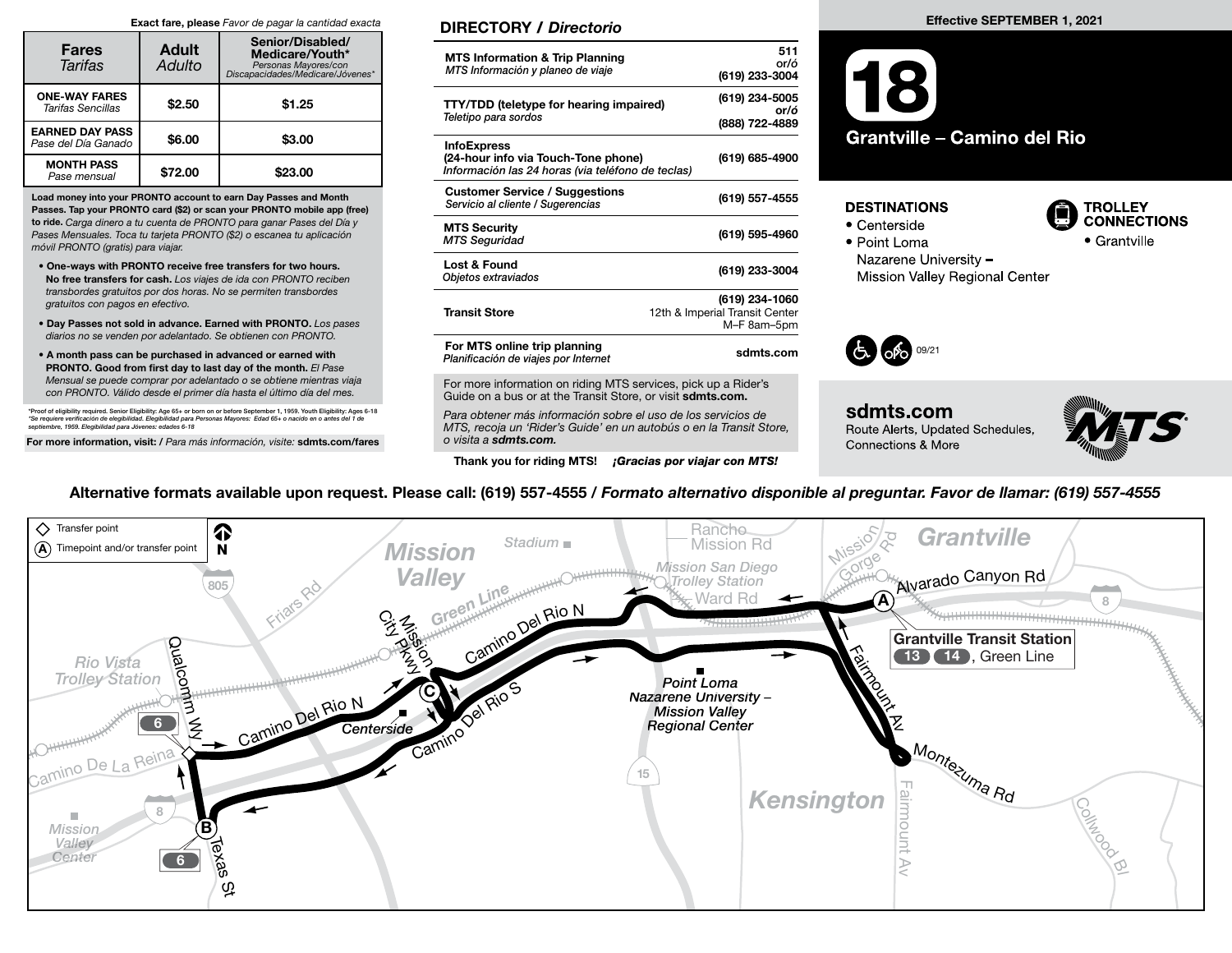**Exact fare, please** *Favor de pagar la cantidad exacta*

| Fares *Tarifas* | Adult *Adulto* | Senior/Disabled/ Medicare/Youth* *Personas Mayores/con Discapacidades/Medicare/Jóvenes** |
|---|---|---|
| **ONE-WAY FARES** *Tarifas Sencillas* | $2.50 | $1.25 |
| **EARNED DAY PASS** *Pase del Día Ganado* | $6.00 | $3.00 |
| **MONTH PASS** *Pase mensual* | $72.00 | $23.00 |

**Load money into your PRONTO account to earn Day Passes and Month Passes. Tap your PRONTO card ($2) or scan your PRONTO mobile app (free) to ride.** *Carga dinero a tu cuenta de PRONTO para ganar Pases del Día y Pases Mensuales. Toca tu tarjeta PRONTO ($2) o escanea tu aplicación móvil PRONTO (gratis) para viajar.*

- **One-ways with PRONTO receive free transfers for two hours. No free transfers for cash.** *Los viajes de ida con PRONTO reciben transbordes gratuitos por dos horas. No se permiten transbordes gratuitos con pagos en efectivo.*
- **Day Passes not sold in advance. Earned with PRONTO.** *Los pases diarios no se venden por adelantado. Se obtienen con PRONTO.*
- **A month pass can be purchased in advanced or earned with PRONTO. Good from first day to last day of the month.** *El Pase Mensual se puede comprar por adelantado o se obtiene mientras viaja con PRONTO. Válido desde el primer día hasta el último día del mes.*

*Proof of eligibility required. Senior Eligibility: Age 65+ or born on or before September 1, 1959. Youth Eligibility: Ages 6-18
*Se requiere verificación de elegibilidad. Elegibilidad para Personas Mayores: Edad 65+ o nacido en o antes del 1 de septiembre, 1959. Elegibilidad para Jóvenes: edades 6-18

**For more information, visit:** / *Para más información, visite:* **sdmts.com/fares**

## DIRECTORY / *Directorio*

| | |
|---|---|
| **MTS Information & Trip Planning** *MTS Información y planeo de viaje* | 511 or/ó (619) 233-3004 |
| **TTY/TDD (teletype for hearing impaired)** *Teletipo para sordos* | (619) 234-5005 or/ó (888) 722-4889 |
| **InfoExpress (24-hour info via Touch-Tone phone)** *Información las 24 horas (via teléfono de teclas)* | (619) 685-4900 |
| **Customer Service / Suggestions** *Servicio al cliente / Sugerencias* | (619) 557-4555 |
| **MTS Security** *MTS Seguridad* | (619) 595-4960 |
| **Lost & Found** *Objetos extraviados* | (619) 233-3004 |
| **Transit Store** | (619) 234-1060 12th & Imperial Transit Center M–F 8am–5pm |
| **For MTS online trip planning** *Planificación de viajes por Internet* | sdmts.com |

For more information on riding MTS services, pick up a Rider's Guide on a bus or at the Transit Store, or visit **sdmts.com.**

*Para obtener más información sobre el uso de los servicios de MTS, recoja un 'Rider's Guide' en un autobús o en la Transit Store, o visita a* ***sdmts.com.***

**Thank you for riding MTS!** ***¡Gracias por viajar con MTS!***

**Effective SEPTEMBER 1, 2021**

# 18
## Grantville – Camino del Rio

**DESTINATIONS**
- Centerside
- Point Loma Nazarene University – Mission Valley Regional Center

**TROLLEY CONNECTIONS**
- Grantville

09/21

**sdmts.com**
Route Alerts, Updated Schedules, Connections & More

**Alternative formats available upon request. Please call: (619) 557-4555 /** ***Formato alternativo disponible al preguntar. Favor de llamar: (619) 557-4555***

◇ Transfer point
Ⓐ Timepoint and/or transfer point

Ⓐ Grantville Transit Station — 13, 14, Green Line
Ⓑ Texas St — 6
Ⓒ Mission City Pkwy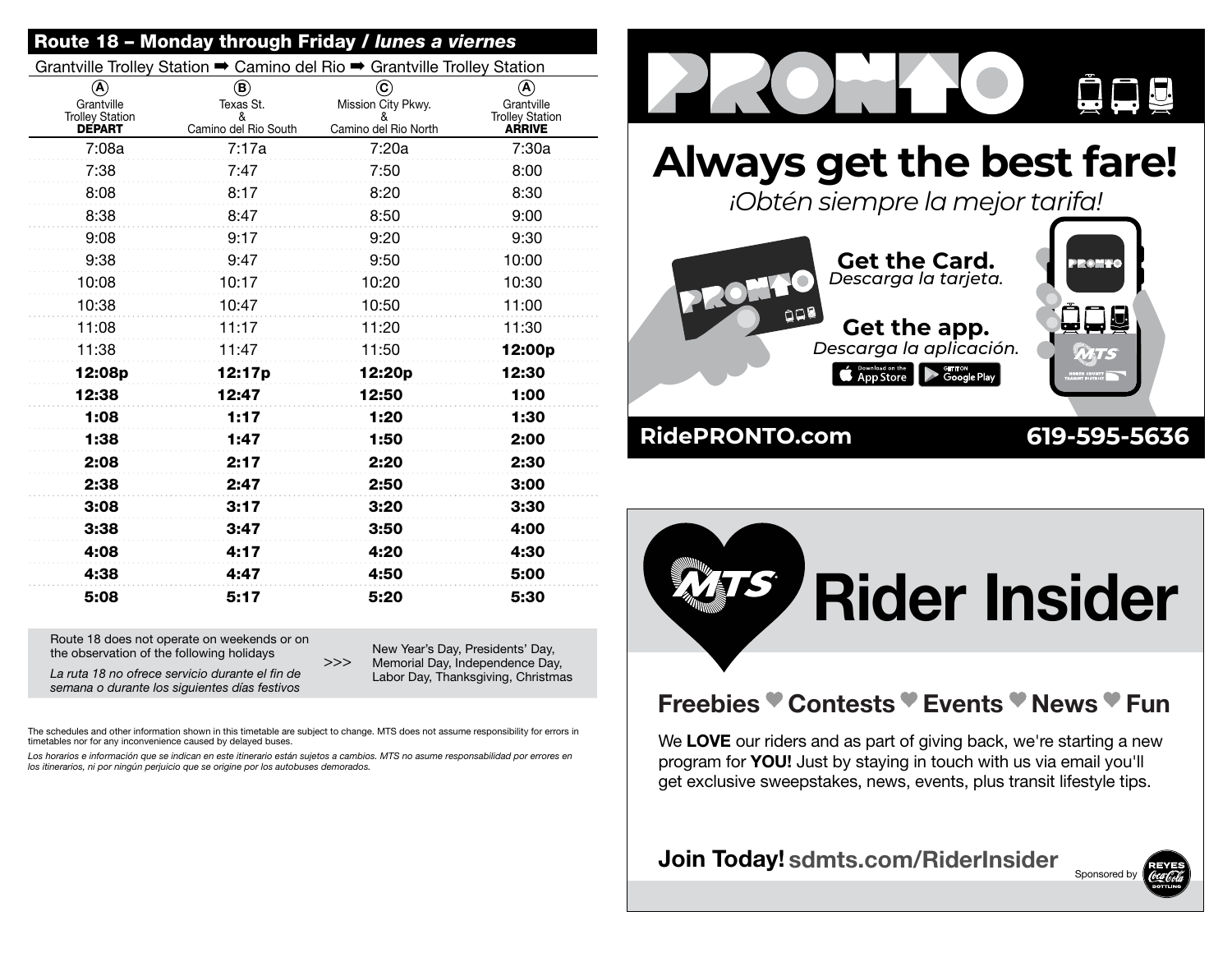## Route 18 – Monday through Friday / *lunes a viernes*

Grantville Trolley Station ➡ Camino del Rio ➡ Grantville Trolley Station

| Ⓐ Grantville Trolley Station **DEPART** | Ⓑ Texas St. & Camino del Rio South | Ⓒ Mission City Pkwy. & Camino del Rio North | Ⓐ Grantville Trolley Station **ARRIVE** |
|---|---|---|---|
| 7:08a | 7:17a | 7:20a | 7:30a |
| 7:38 | 7:47 | 7:50 | 8:00 |
| 8:08 | 8:17 | 8:20 | 8:30 |
| 8:38 | 8:47 | 8:50 | 9:00 |
| 9:08 | 9:17 | 9:20 | 9:30 |
| 9:38 | 9:47 | 9:50 | 10:00 |
| 10:08 | 10:17 | 10:20 | 10:30 |
| 10:38 | 10:47 | 10:50 | 11:00 |
| 11:08 | 11:17 | 11:20 | 11:30 |
| 11:38 | 11:47 | 11:50 | **12:00p** |
| **12:08p** | **12:17p** | **12:20p** | **12:30** |
| **12:38** | **12:47** | **12:50** | **1:00** |
| **1:08** | **1:17** | **1:20** | **1:30** |
| **1:38** | **1:47** | **1:50** | **2:00** |
| **2:08** | **2:17** | **2:20** | **2:30** |
| **2:38** | **2:47** | **2:50** | **3:00** |
| **3:08** | **3:17** | **3:20** | **3:30** |
| **3:38** | **3:47** | **3:50** | **4:00** |
| **4:08** | **4:17** | **4:20** | **4:30** |
| **4:38** | **4:47** | **4:50** | **5:00** |
| **5:08** | **5:17** | **5:20** | **5:30** |

Route 18 does not operate on weekends or on the observation of the following holidays

*La ruta 18 no ofrece servicio durante el fin de semana o durante los siguientes días festivos*

>>> New Year's Day, Presidents' Day, Memorial Day, Independence Day, Labor Day, Thanksgiving, Christmas

The schedules and other information shown in this timetable are subject to change. MTS does not assume responsibility for errors in timetables nor for any inconvenience caused by delayed buses.

*Los horarios e información que se indican en este itinerario están sujetos a cambios. MTS no asume responsabilidad por errores en los itinerarios, ni por ningún perjuicio que se origine por los autobuses demorados.*

# PRONTO

## Always get the best fare!

*¡Obtén siempre la mejor tarifa!*

**Get the Card.**
*Descarga la tarjeta.*

**Get the app.**
*Descarga la aplicación.*

Download on the App Store | GET IT ON Google Play

**RidePRONTO.com** **619-595-5636**

# MTS Rider Insider

## Freebies ♥ Contests ♥ Events ♥ News ♥ Fun

We **LOVE** our riders and as part of giving back, we're starting a new program for **YOU!** Just by staying in touch with us via email you'll get exclusive sweepstakes, news, events, plus transit lifestyle tips.

**Join Today! sdmts.com/RiderInsider**

Sponsored by Reyes Coca-Cola Bottling